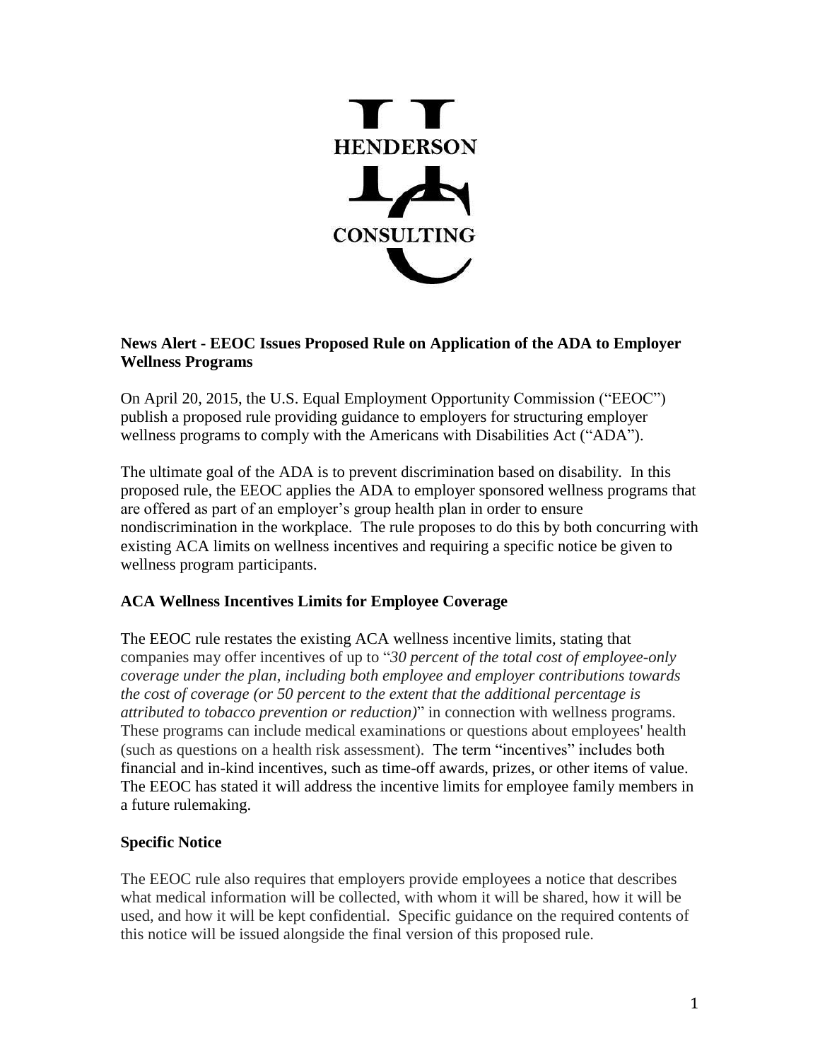HENDERSON

CONSULTING

**News Alert - EEOC Issues Proposed Rule on Application of the ADA to Employer Wellness Programs**

On April 20, 2015, the U.S. Equal Employment Opportunity Commission ("EEOC") publish a proposed rule providing guidance to employers for structuring employer wellness programs to comply with the Americans with Disabilities Act ("ADA").

The ultimate goal of the ADA is to prevent discrimination based on disability. In this proposed rule, the EEOC applies the ADA to employer sponsored wellness programs that are offered as part of an employer's group health plan in order to ensure nondiscrimination in the workplace. The rule proposes to do this by both concurring with existing ACA limits on wellness incentives and requiring a specific notice be given to wellness program participants.

**ACA Wellness Incentives Limits for Employee Coverage**

The EEOC rule restates the existing ACA wellness incentive limits, stating that companies may offer incentives of up to "*30 percent of the total cost of employee-only coverage under the plan, including both employee and employer contributions towards the cost of coverage (or 50 percent to the extent that the additional percentage is attributed to tobacco prevention or reduction)*" in connection with wellness programs. These programs can include medical examinations or questions about employees' health (such as questions on a health risk assessment). The term "incentives" includes both financial and in-kind incentives, such as time-off awards, prizes, or other items of value. The EEOC has stated it will address the incentive limits for employee family members in a future rulemaking.

**Specific Notice**

The EEOC rule also requires that employers provide employees a notice that describes what medical information will be collected, with whom it will be shared, how it will be used, and how it will be kept confidential. Specific guidance on the required contents of this notice will be issued alongside the final version of this proposed rule.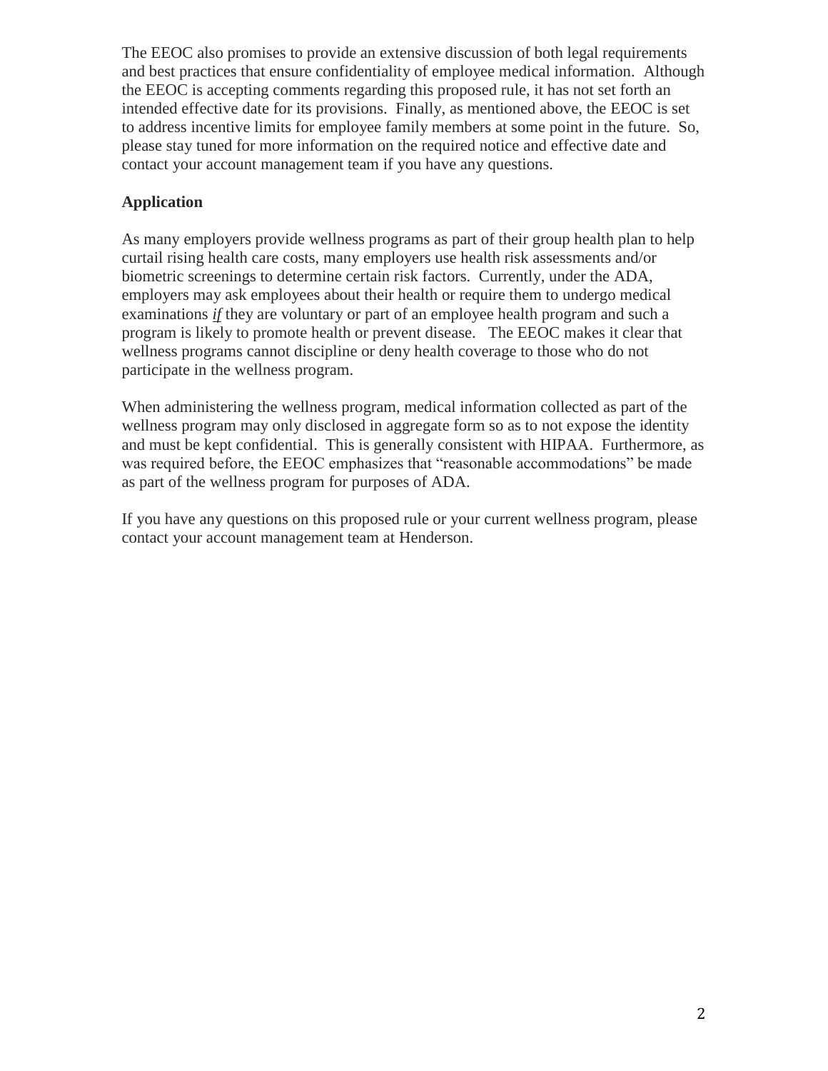The EEOC also promises to provide an extensive discussion of both legal requirements and best practices that ensure confidentiality of employee medical information. Although the EEOC is accepting comments regarding this proposed rule, it has not set forth an intended effective date for its provisions. Finally, as mentioned above, the EEOC is set to address incentive limits for employee family members at some point in the future. So, please stay tuned for more information on the required notice and effective date and contact your account management team if you have any questions.

**Application**

As many employers provide wellness programs as part of their group health plan to help curtail rising health care costs, many employers use health risk assessments and/or biometric screenings to determine certain risk factors. Currently, under the ADA, employers may ask employees about their health or require them to undergo medical examinations *if* they are voluntary or part of an employee health program and such a program is likely to promote health or prevent disease. The EEOC makes it clear that wellness programs cannot discipline or deny health coverage to those who do not participate in the wellness program.

When administering the wellness program, medical information collected as part of the wellness program may only disclosed in aggregate form so as to not expose the identity and must be kept confidential. This is generally consistent with HIPAA. Furthermore, as was required before, the EEOC emphasizes that "reasonable accommodations" be made as part of the wellness program for purposes of ADA.

If you have any questions on this proposed rule or your current wellness program, please contact your account management team at Henderson.